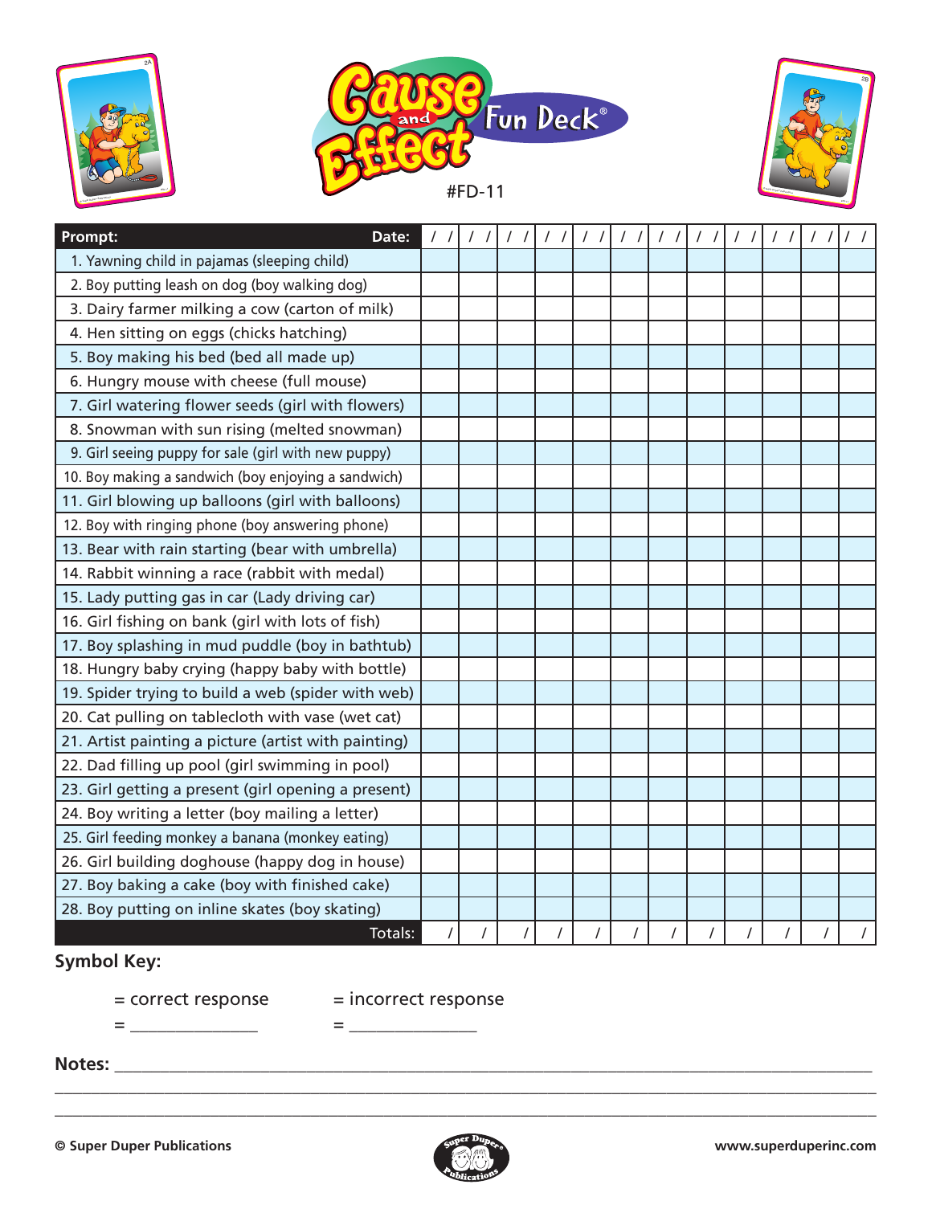# Cause and Effect Fun Deck®

#FD-11

| Prompt: Date: | / / | / / | / / | / / | / / | / / | / / | / / | / / | / / | / / | / / |
|---|---|---|---|---|---|---|---|---|---|---|---|---|
| 1. Yawning child in pajamas (sleeping child) | | | | | | | | | | | | |
| 2. Boy putting leash on dog (boy walking dog) | | | | | | | | | | | | |
| 3. Dairy farmer milking a cow (carton of milk) | | | | | | | | | | | | |
| 4. Hen sitting on eggs (chicks hatching) | | | | | | | | | | | | |
| 5. Boy making his bed (bed all made up) | | | | | | | | | | | | |
| 6. Hungry mouse with cheese (full mouse) | | | | | | | | | | | | |
| 7. Girl watering flower seeds (girl with flowers) | | | | | | | | | | | | |
| 8. Snowman with sun rising (melted snowman) | | | | | | | | | | | | |
| 9. Girl seeing puppy for sale (girl with new puppy) | | | | | | | | | | | | |
| 10. Boy making a sandwich (boy enjoying a sandwich) | | | | | | | | | | | | |
| 11. Girl blowing up balloons (girl with balloons) | | | | | | | | | | | | |
| 12. Boy with ringing phone (boy answering phone) | | | | | | | | | | | | |
| 13. Bear with rain starting (bear with umbrella) | | | | | | | | | | | | |
| 14. Rabbit winning a race (rabbit with medal) | | | | | | | | | | | | |
| 15. Lady putting gas in car (Lady driving car) | | | | | | | | | | | | |
| 16. Girl fishing on bank (girl with lots of fish) | | | | | | | | | | | | |
| 17. Boy splashing in mud puddle (boy in bathtub) | | | | | | | | | | | | |
| 18. Hungry baby crying (happy baby with bottle) | | | | | | | | | | | | |
| 19. Spider trying to build a web (spider with web) | | | | | | | | | | | | |
| 20. Cat pulling on tablecloth with vase (wet cat) | | | | | | | | | | | | |
| 21. Artist painting a picture (artist with painting) | | | | | | | | | | | | |
| 22. Dad filling up pool (girl swimming in pool) | | | | | | | | | | | | |
| 23. Girl getting a present (girl opening a present) | | | | | | | | | | | | |
| 24. Boy writing a letter (boy mailing a letter) | | | | | | | | | | | | |
| 25. Girl feeding monkey a banana (monkey eating) | | | | | | | | | | | | |
| 26. Girl building doghouse (happy dog in house) | | | | | | | | | | | | |
| 27. Boy baking a cake (boy with finished cake) | | | | | | | | | | | | |
| 28. Boy putting on inline skates (boy skating) | | | | | | | | | | | | |
| Totals: | / | / | / | / | / | / | / | / | / | / | / | / |

**Symbol Key:**

= correct response        = incorrect response

= _______________        = _______________

**Notes:** ______________________________________________________________________________

______________________________________________________________________________________

______________________________________________________________________________________

**© Super Duper Publications**        **www.superduperinc.com**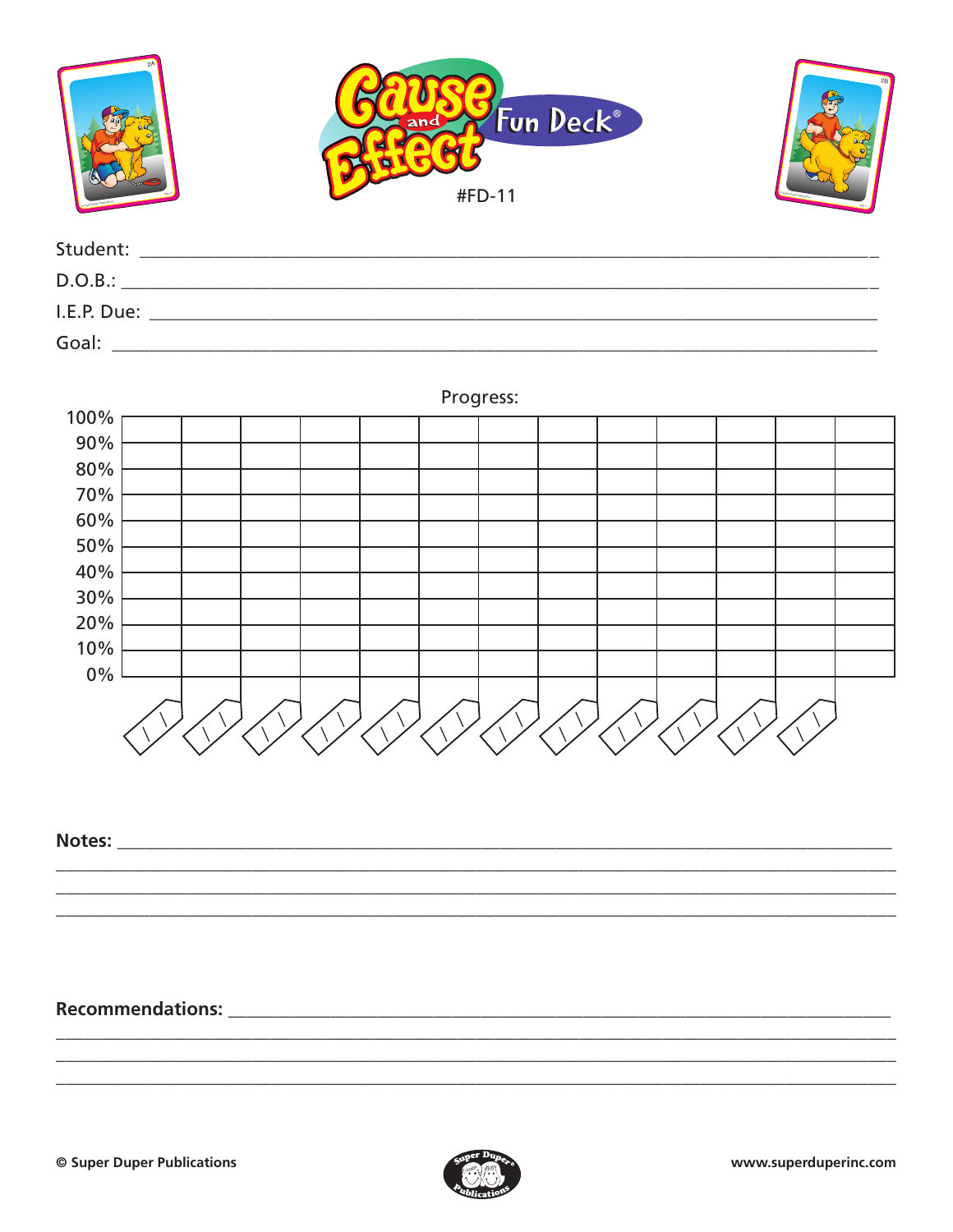# Cause and Effect Fun Deck®

#FD-11

Student: ___________________________________________

D.O.B.: ___________________________________________

I.E.P. Due: ___________________________________________

Goal: ___________________________________________

Progress:

100%
90%
80%
70%
60%
50%
40%
30%
20%
10%
0%

**Notes:** ___________________________________________

___________________________________________

___________________________________________

___________________________________________

**Recommendations:** ___________________________________________

___________________________________________

___________________________________________

___________________________________________

**© Super Duper Publications**

**www.superduperinc.com**